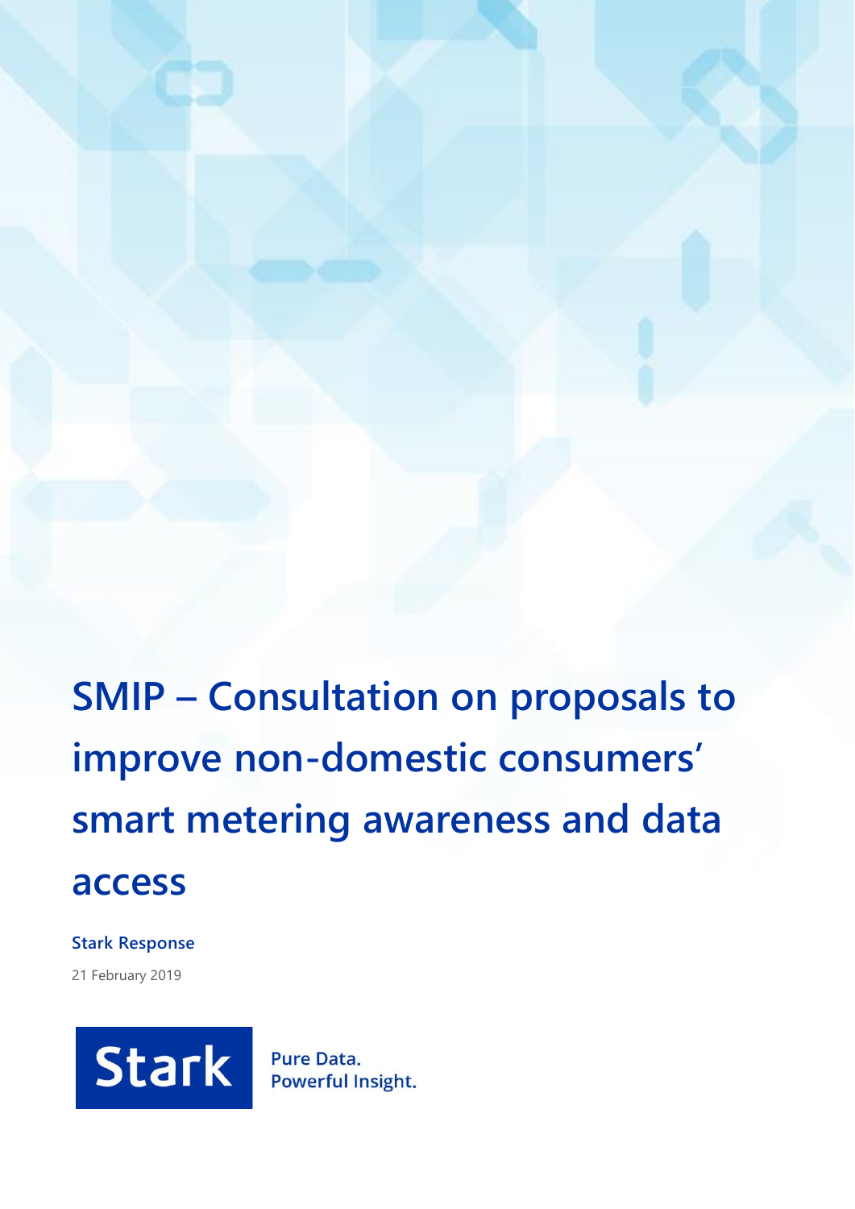# SMIP – Consultation on proposals to improve non-domestic consumers' smart metering awareness and data access

**Stark Response**

21 February 2019

Stark

Pure Data.
Powerful Insight.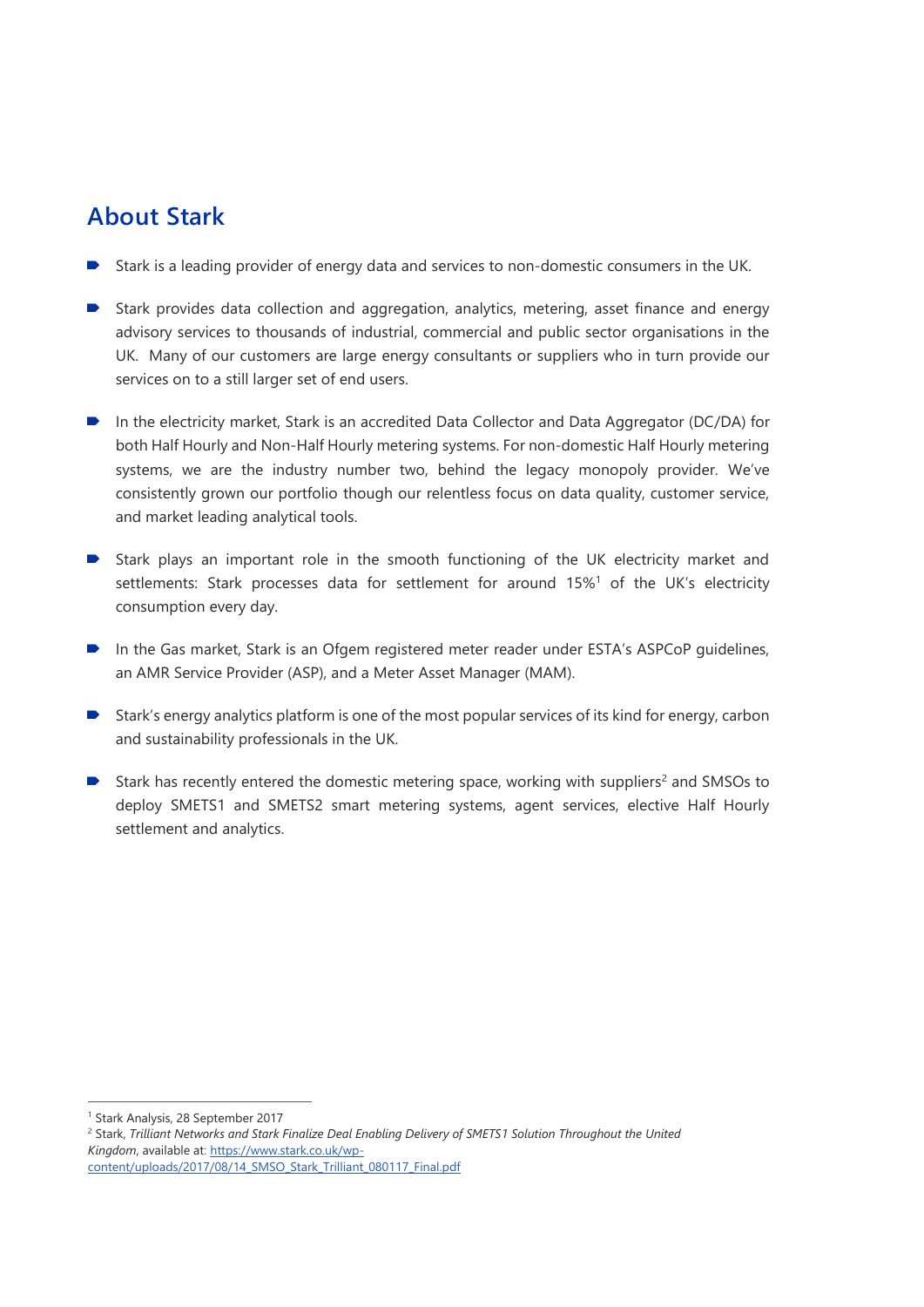## About Stark

- Stark is a leading provider of energy data and services to non-domestic consumers in the UK.
- Stark provides data collection and aggregation, analytics, metering, asset finance and energy advisory services to thousands of industrial, commercial and public sector organisations in the UK. Many of our customers are large energy consultants or suppliers who in turn provide our services on to a still larger set of end users.
- In the electricity market, Stark is an accredited Data Collector and Data Aggregator (DC/DA) for both Half Hourly and Non-Half Hourly metering systems. For non-domestic Half Hourly metering systems, we are the industry number two, behind the legacy monopoly provider. We've consistently grown our portfolio though our relentless focus on data quality, customer service, and market leading analytical tools.
- Stark plays an important role in the smooth functioning of the UK electricity market and settlements: Stark processes data for settlement for around 15%[1] of the UK's electricity consumption every day.
- In the Gas market, Stark is an Ofgem registered meter reader under ESTA's ASPCoP guidelines, an AMR Service Provider (ASP), and a Meter Asset Manager (MAM).
- Stark's energy analytics platform is one of the most popular services of its kind for energy, carbon and sustainability professionals in the UK.
- Stark has recently entered the domestic metering space, working with suppliers[2] and SMSOs to deploy SMETS1 and SMETS2 smart metering systems, agent services, elective Half Hourly settlement and analytics.

---

[1] Stark Analysis, 28 September 2017

[2] Stark, *Trilliant Networks and Stark Finalize Deal Enabling Delivery of SMETS1 Solution Throughout the United Kingdom*, available at: https://www.stark.co.uk/wp-content/uploads/2017/08/14_SMSO_Stark_Trilliant_080117_Final.pdf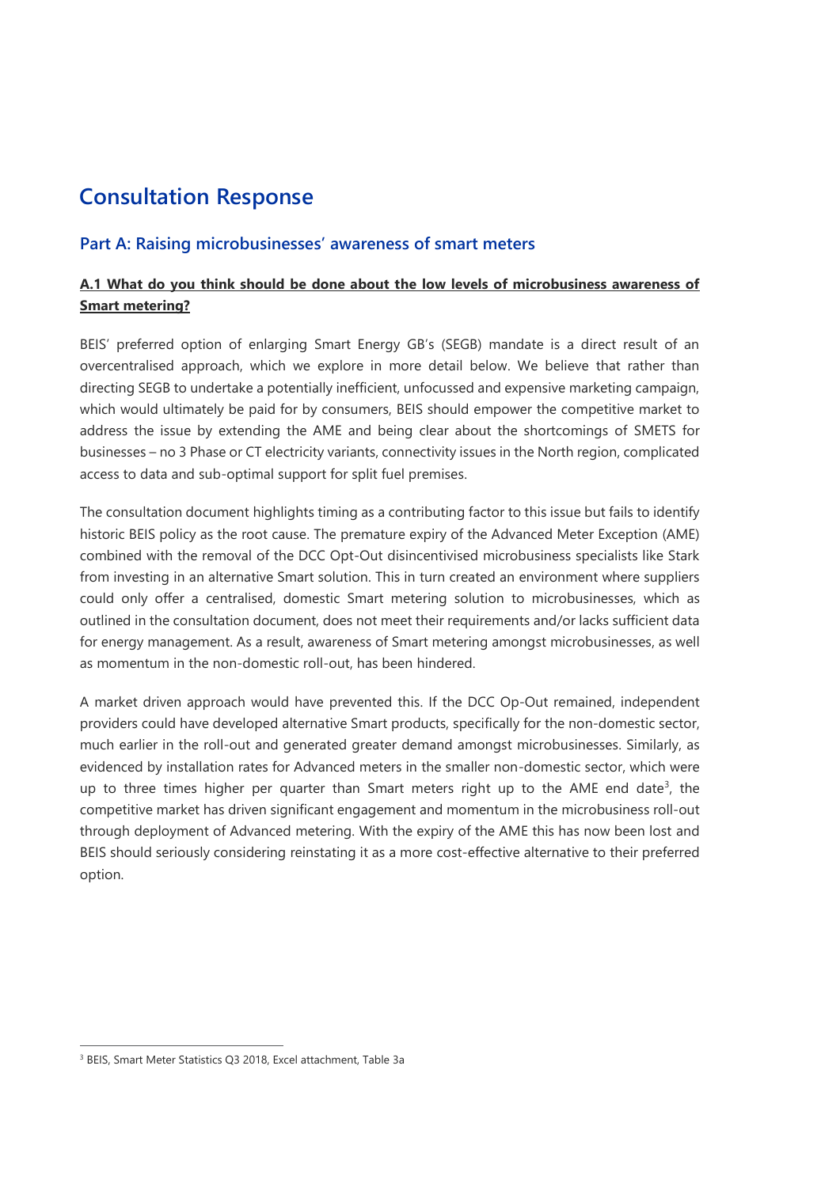# Consultation Response

## Part A: Raising microbusinesses' awareness of smart meters

### A.1 What do you think should be done about the low levels of microbusiness awareness of Smart metering?

BEIS' preferred option of enlarging Smart Energy GB's (SEGB) mandate is a direct result of an overcentralised approach, which we explore in more detail below. We believe that rather than directing SEGB to undertake a potentially inefficient, unfocussed and expensive marketing campaign, which would ultimately be paid for by consumers, BEIS should empower the competitive market to address the issue by extending the AME and being clear about the shortcomings of SMETS for businesses – no 3 Phase or CT electricity variants, connectivity issues in the North region, complicated access to data and sub-optimal support for split fuel premises.

The consultation document highlights timing as a contributing factor to this issue but fails to identify historic BEIS policy as the root cause. The premature expiry of the Advanced Meter Exception (AME) combined with the removal of the DCC Opt-Out disincentivised microbusiness specialists like Stark from investing in an alternative Smart solution. This in turn created an environment where suppliers could only offer a centralised, domestic Smart metering solution to microbusinesses, which as outlined in the consultation document, does not meet their requirements and/or lacks sufficient data for energy management. As a result, awareness of Smart metering amongst microbusinesses, as well as momentum in the non-domestic roll-out, has been hindered.

A market driven approach would have prevented this. If the DCC Op-Out remained, independent providers could have developed alternative Smart products, specifically for the non-domestic sector, much earlier in the roll-out and generated greater demand amongst microbusinesses. Similarly, as evidenced by installation rates for Advanced meters in the smaller non-domestic sector, which were up to three times higher per quarter than Smart meters right up to the AME end date[3], the competitive market has driven significant engagement and momentum in the microbusiness roll-out through deployment of Advanced metering. With the expiry of the AME this has now been lost and BEIS should seriously considering reinstating it as a more cost-effective alternative to their preferred option.

[3] BEIS, Smart Meter Statistics Q3 2018, Excel attachment, Table 3a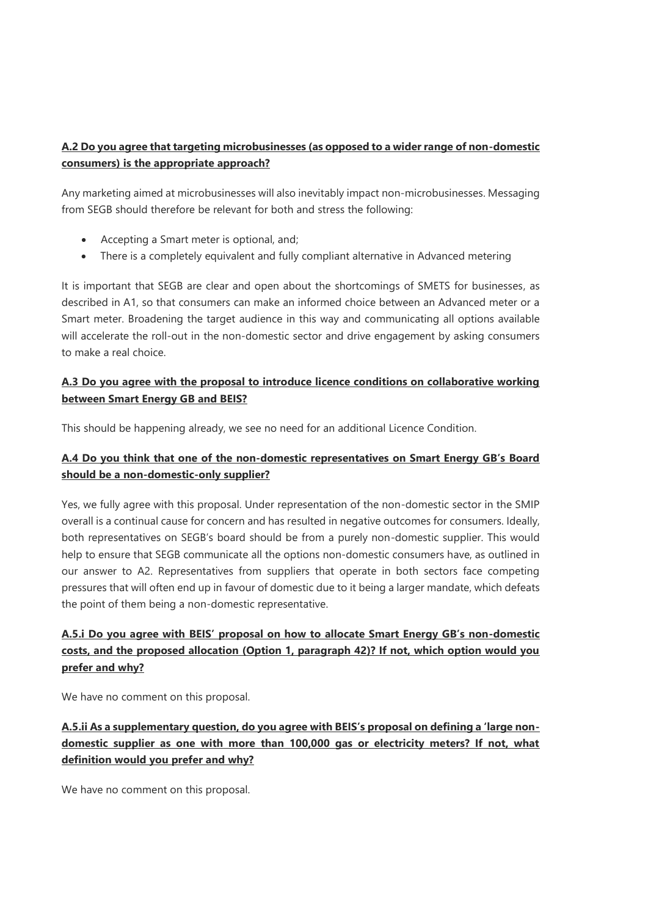**A.2 Do you agree that targeting microbusinesses (as opposed to a wider range of non-domestic consumers) is the appropriate approach?**

Any marketing aimed at microbusinesses will also inevitably impact non-microbusinesses. Messaging from SEGB should therefore be relevant for both and stress the following:

- Accepting a Smart meter is optional, and;
- There is a completely equivalent and fully compliant alternative in Advanced metering

It is important that SEGB are clear and open about the shortcomings of SMETS for businesses, as described in A1, so that consumers can make an informed choice between an Advanced meter or a Smart meter. Broadening the target audience in this way and communicating all options available will accelerate the roll-out in the non-domestic sector and drive engagement by asking consumers to make a real choice.

**A.3 Do you agree with the proposal to introduce licence conditions on collaborative working between Smart Energy GB and BEIS?**

This should be happening already, we see no need for an additional Licence Condition.

**A.4 Do you think that one of the non-domestic representatives on Smart Energy GB's Board should be a non-domestic-only supplier?**

Yes, we fully agree with this proposal. Under representation of the non-domestic sector in the SMIP overall is a continual cause for concern and has resulted in negative outcomes for consumers. Ideally, both representatives on SEGB's board should be from a purely non-domestic supplier. This would help to ensure that SEGB communicate all the options non-domestic consumers have, as outlined in our answer to A2. Representatives from suppliers that operate in both sectors face competing pressures that will often end up in favour of domestic due to it being a larger mandate, which defeats the point of them being a non-domestic representative.

**A.5.i Do you agree with BEIS' proposal on how to allocate Smart Energy GB's non-domestic costs, and the proposed allocation (Option 1, paragraph 42)? If not, which option would you prefer and why?**

We have no comment on this proposal.

**A.5.ii As a supplementary question, do you agree with BEIS's proposal on defining a 'large non-domestic supplier as one with more than 100,000 gas or electricity meters? If not, what definition would you prefer and why?**

We have no comment on this proposal.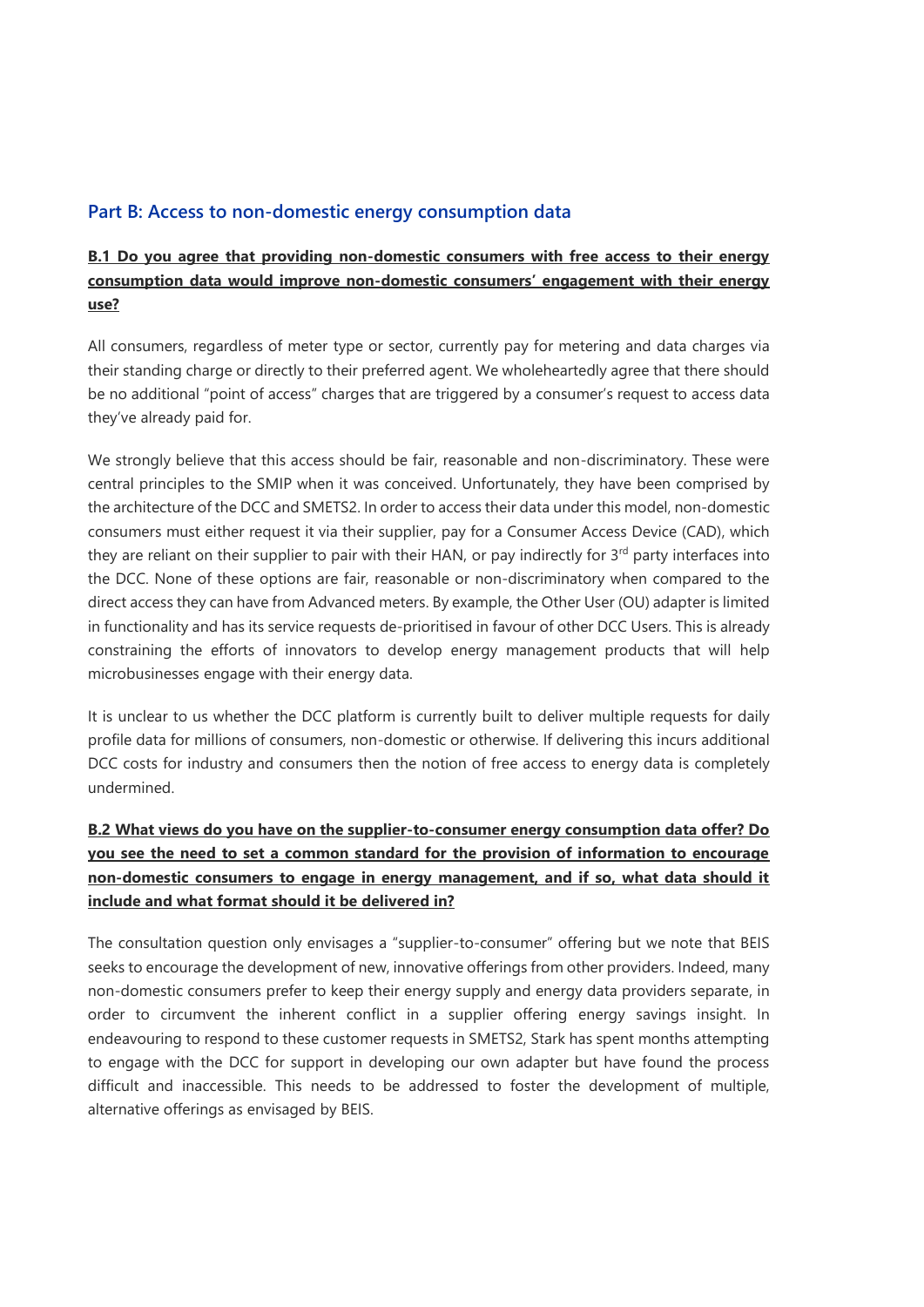## Part B: Access to non-domestic energy consumption data

**B.1 Do you agree that providing non-domestic consumers with free access to their energy consumption data would improve non-domestic consumers' engagement with their energy use?**

All consumers, regardless of meter type or sector, currently pay for metering and data charges via their standing charge or directly to their preferred agent. We wholeheartedly agree that there should be no additional "point of access" charges that are triggered by a consumer's request to access data they've already paid for.

We strongly believe that this access should be fair, reasonable and non-discriminatory. These were central principles to the SMIP when it was conceived. Unfortunately, they have been comprised by the architecture of the DCC and SMETS2. In order to access their data under this model, non-domestic consumers must either request it via their supplier, pay for a Consumer Access Device (CAD), which they are reliant on their supplier to pair with their HAN, or pay indirectly for 3rd party interfaces into the DCC. None of these options are fair, reasonable or non-discriminatory when compared to the direct access they can have from Advanced meters. By example, the Other User (OU) adapter is limited in functionality and has its service requests de-prioritised in favour of other DCC Users. This is already constraining the efforts of innovators to develop energy management products that will help microbusinesses engage with their energy data.

It is unclear to us whether the DCC platform is currently built to deliver multiple requests for daily profile data for millions of consumers, non-domestic or otherwise. If delivering this incurs additional DCC costs for industry and consumers then the notion of free access to energy data is completely undermined.

**B.2 What views do you have on the supplier-to-consumer energy consumption data offer? Do you see the need to set a common standard for the provision of information to encourage non-domestic consumers to engage in energy management, and if so, what data should it include and what format should it be delivered in?**

The consultation question only envisages a "supplier-to-consumer" offering but we note that BEIS seeks to encourage the development of new, innovative offerings from other providers. Indeed, many non-domestic consumers prefer to keep their energy supply and energy data providers separate, in order to circumvent the inherent conflict in a supplier offering energy savings insight. In endeavouring to respond to these customer requests in SMETS2, Stark has spent months attempting to engage with the DCC for support in developing our own adapter but have found the process difficult and inaccessible. This needs to be addressed to foster the development of multiple, alternative offerings as envisaged by BEIS.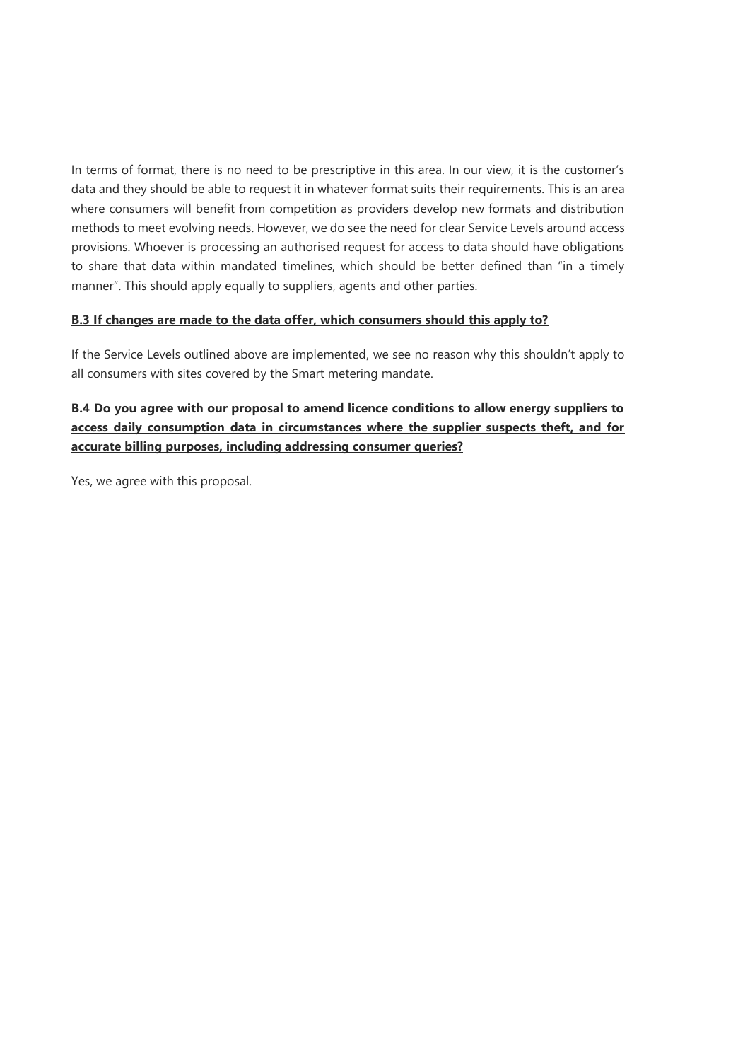In terms of format, there is no need to be prescriptive in this area. In our view, it is the customer's data and they should be able to request it in whatever format suits their requirements. This is an area where consumers will benefit from competition as providers develop new formats and distribution methods to meet evolving needs. However, we do see the need for clear Service Levels around access provisions. Whoever is processing an authorised request for access to data should have obligations to share that data within mandated timelines, which should be better defined than "in a timely manner". This should apply equally to suppliers, agents and other parties.

**B.3 If changes are made to the data offer, which consumers should this apply to?**

If the Service Levels outlined above are implemented, we see no reason why this shouldn't apply to all consumers with sites covered by the Smart metering mandate.

**B.4 Do you agree with our proposal to amend licence conditions to allow energy suppliers to access daily consumption data in circumstances where the supplier suspects theft, and for accurate billing purposes, including addressing consumer queries?**

Yes, we agree with this proposal.